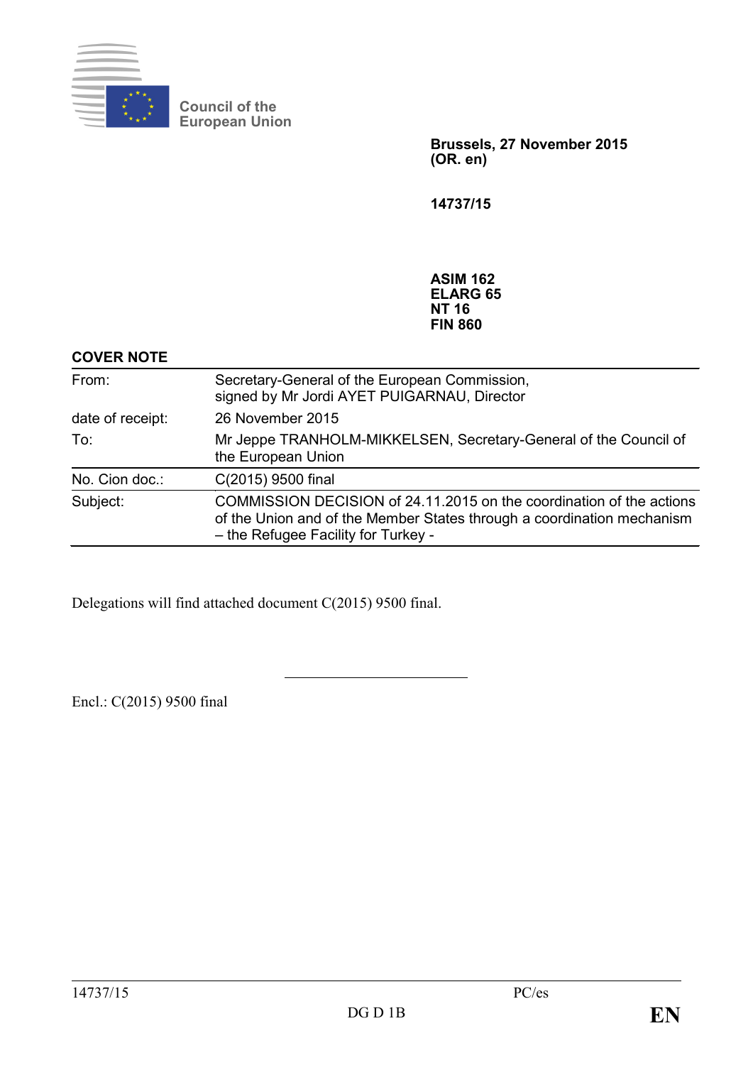Council of the European Union

**Brussels, 27 November 2015**
**(OR. en)**

**14737/15**

**ASIM 162**
**ELARG 65**
**NT 16**
**FIN 860**

**COVER NOTE**

| | |
|---|---|
| From: | Secretary-General of the European Commission, signed by Mr Jordi AYET PUIGARNAU, Director |
| date of receipt: | 26 November 2015 |
| To: | Mr Jeppe TRANHOLM-MIKKELSEN, Secretary-General of the Council of the European Union |
| No. Cion doc.: | C(2015) 9500 final |
| Subject: | COMMISSION DECISION of 24.11.2015 on the coordination of the actions of the Union and of the Member States through a coordination mechanism – the Refugee Facility for Turkey - |

Delegations will find attached document C(2015) 9500 final.

Encl.: C(2015) 9500 final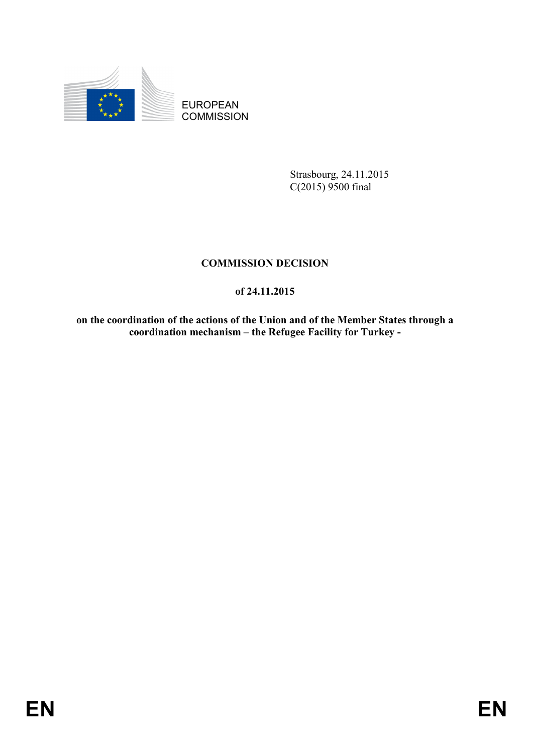EUROPEAN COMMISSION

Strasbourg, 24.11.2015
C(2015) 9500 final

**COMMISSION DECISION**

**of 24.11.2015**

**on the coordination of the actions of the Union and of the Member States through a coordination mechanism – the Refugee Facility for Turkey -**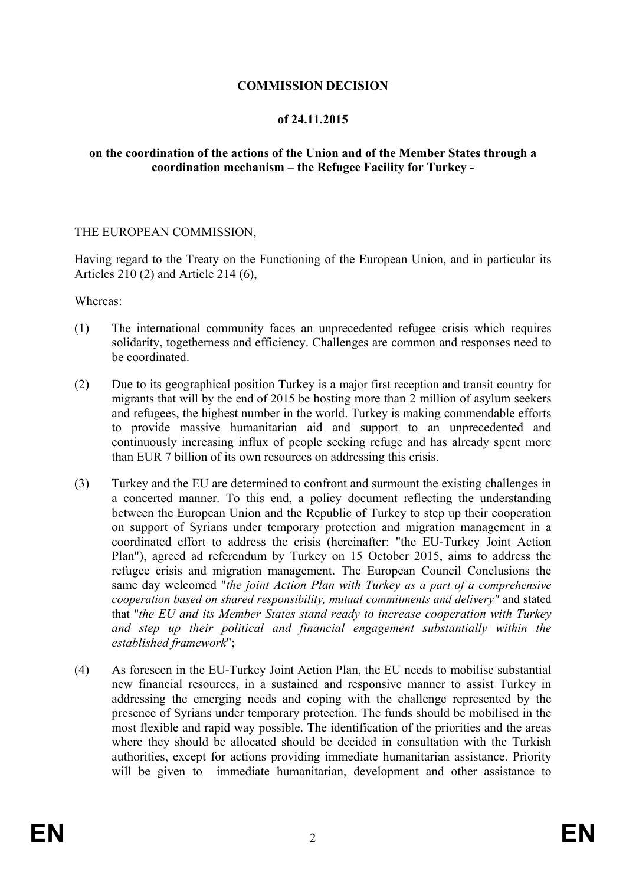**COMMISSION DECISION**

**of 24.11.2015**

**on the coordination of the actions of the Union and of the Member States through a coordination mechanism – the Refugee Facility for Turkey -**

THE EUROPEAN COMMISSION,

Having regard to the Treaty on the Functioning of the European Union, and in particular its Articles 210 (2) and Article 214 (6),

Whereas:

(1) The international community faces an unprecedented refugee crisis which requires solidarity, togetherness and efficiency. Challenges are common and responses need to be coordinated.

(2) Due to its geographical position Turkey is a major first reception and transit country for migrants that will by the end of 2015 be hosting more than 2 million of asylum seekers and refugees, the highest number in the world. Turkey is making commendable efforts to provide massive humanitarian aid and support to an unprecedented and continuously increasing influx of people seeking refuge and has already spent more than EUR 7 billion of its own resources on addressing this crisis.

(3) Turkey and the EU are determined to confront and surmount the existing challenges in a concerted manner. To this end, a policy document reflecting the understanding between the European Union and the Republic of Turkey to step up their cooperation on support of Syrians under temporary protection and migration management in a coordinated effort to address the crisis (hereinafter: "the EU-Turkey Joint Action Plan"), agreed ad referendum by Turkey on 15 October 2015, aims to address the refugee crisis and migration management. The European Council Conclusions the same day welcomed "*the joint Action Plan with Turkey as a part of a comprehensive cooperation based on shared responsibility, mutual commitments and delivery"* and stated that "*the EU and its Member States stand ready to increase cooperation with Turkey and step up their political and financial engagement substantially within the established framework*";

(4) As foreseen in the EU-Turkey Joint Action Plan, the EU needs to mobilise substantial new financial resources, in a sustained and responsive manner to assist Turkey in addressing the emerging needs and coping with the challenge represented by the presence of Syrians under temporary protection. The funds should be mobilised in the most flexible and rapid way possible. The identification of the priorities and the areas where they should be allocated should be decided in consultation with the Turkish authorities, except for actions providing immediate humanitarian assistance. Priority will be given to immediate humanitarian, development and other assistance to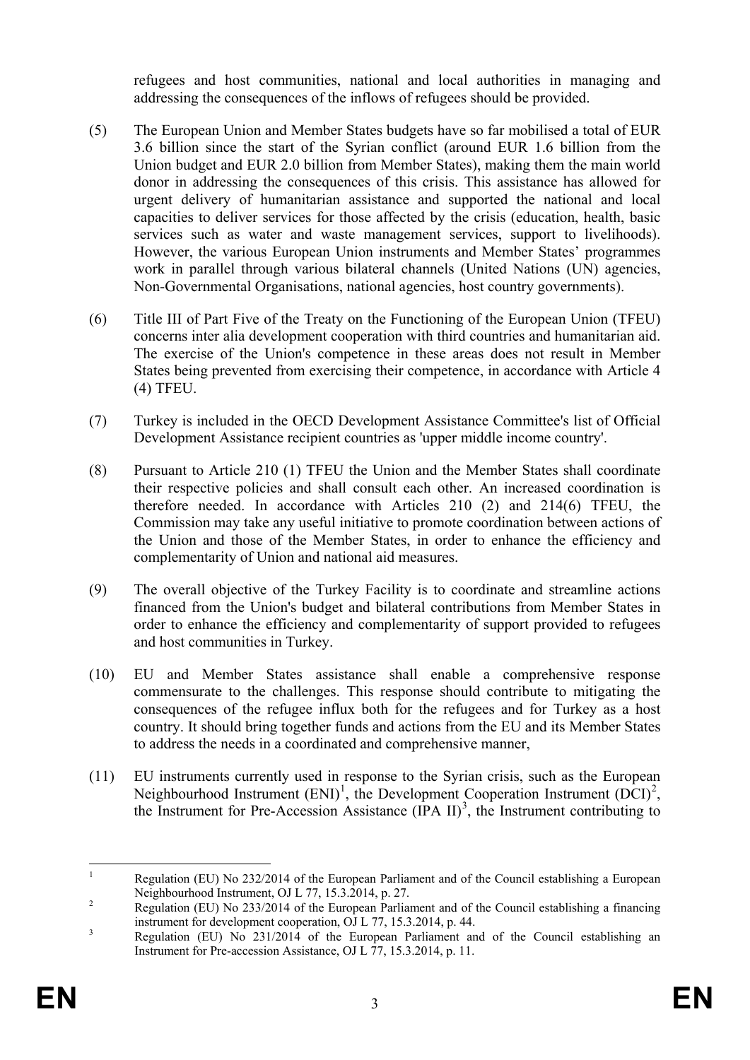refugees and host communities, national and local authorities in managing and addressing the consequences of the inflows of refugees should be provided.

(5) The European Union and Member States budgets have so far mobilised a total of EUR 3.6 billion since the start of the Syrian conflict (around EUR 1.6 billion from the Union budget and EUR 2.0 billion from Member States), making them the main world donor in addressing the consequences of this crisis. This assistance has allowed for urgent delivery of humanitarian assistance and supported the national and local capacities to deliver services for those affected by the crisis (education, health, basic services such as water and waste management services, support to livelihoods). However, the various European Union instruments and Member States' programmes work in parallel through various bilateral channels (United Nations (UN) agencies, Non-Governmental Organisations, national agencies, host country governments).

(6) Title III of Part Five of the Treaty on the Functioning of the European Union (TFEU) concerns inter alia development cooperation with third countries and humanitarian aid. The exercise of the Union's competence in these areas does not result in Member States being prevented from exercising their competence, in accordance with Article 4 (4) TFEU.

(7) Turkey is included in the OECD Development Assistance Committee's list of Official Development Assistance recipient countries as 'upper middle income country'.

(8) Pursuant to Article 210 (1) TFEU the Union and the Member States shall coordinate their respective policies and shall consult each other. An increased coordination is therefore needed. In accordance with Articles 210 (2) and 214(6) TFEU, the Commission may take any useful initiative to promote coordination between actions of the Union and those of the Member States, in order to enhance the efficiency and complementarity of Union and national aid measures.

(9) The overall objective of the Turkey Facility is to coordinate and streamline actions financed from the Union's budget and bilateral contributions from Member States in order to enhance the efficiency and complementarity of support provided to refugees and host communities in Turkey.

(10) EU and Member States assistance shall enable a comprehensive response commensurate to the challenges. This response should contribute to mitigating the consequences of the refugee influx both for the refugees and for Turkey as a host country. It should bring together funds and actions from the EU and its Member States to address the needs in a coordinated and comprehensive manner,

(11) EU instruments currently used in response to the Syrian crisis, such as the European Neighbourhood Instrument (ENI)[1], the Development Cooperation Instrument (DCI)[2], the Instrument for Pre-Accession Assistance (IPA II)[3], the Instrument contributing to

---

[1] Regulation (EU) No 232/2014 of the European Parliament and of the Council establishing a European Neighbourhood Instrument, OJ L 77, 15.3.2014, p. 27.

[2] Regulation (EU) No 233/2014 of the European Parliament and of the Council establishing a financing instrument for development cooperation, OJ L 77, 15.3.2014, p. 44.

[3] Regulation (EU) No 231/2014 of the European Parliament and of the Council establishing an Instrument for Pre-accession Assistance, OJ L 77, 15.3.2014, p. 11.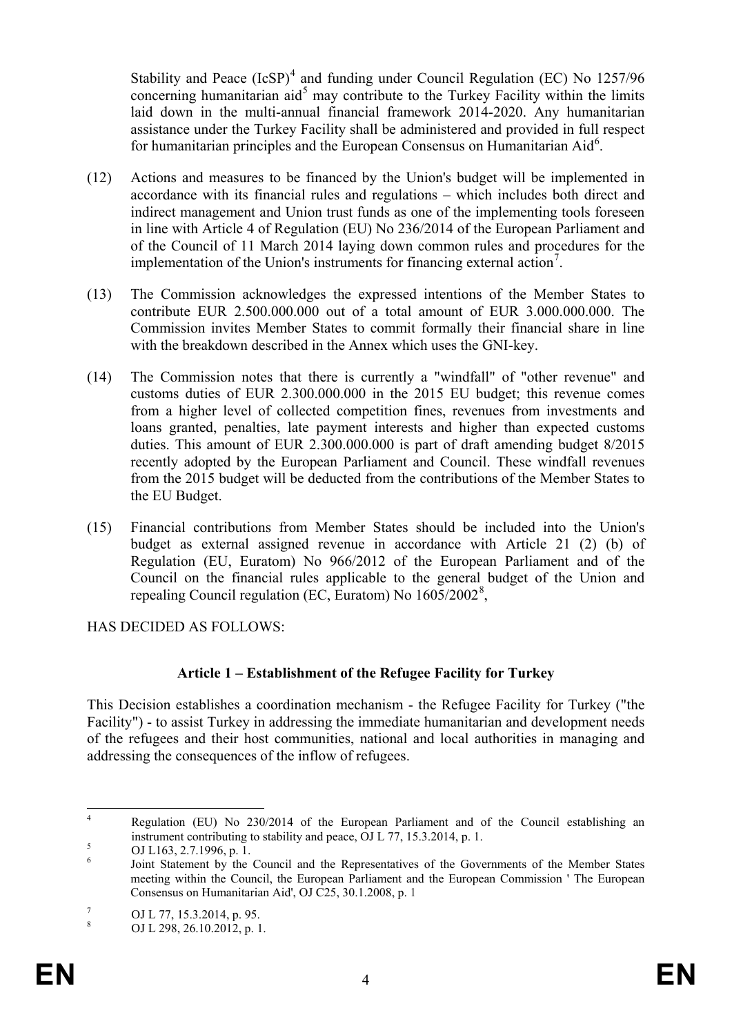Stability and Peace (IcSP)[4] and funding under Council Regulation (EC) No 1257/96 concerning humanitarian aid[5] may contribute to the Turkey Facility within the limits laid down in the multi-annual financial framework 2014-2020. Any humanitarian assistance under the Turkey Facility shall be administered and provided in full respect for humanitarian principles and the European Consensus on Humanitarian Aid[6].

(12) Actions and measures to be financed by the Union's budget will be implemented in accordance with its financial rules and regulations – which includes both direct and indirect management and Union trust funds as one of the implementing tools foreseen in line with Article 4 of Regulation (EU) No 236/2014 of the European Parliament and of the Council of 11 March 2014 laying down common rules and procedures for the implementation of the Union's instruments for financing external action[7].

(13) The Commission acknowledges the expressed intentions of the Member States to contribute EUR 2.500.000.000 out of a total amount of EUR 3.000.000.000. The Commission invites Member States to commit formally their financial share in line with the breakdown described in the Annex which uses the GNI-key.

(14) The Commission notes that there is currently a "windfall" of "other revenue" and customs duties of EUR 2.300.000.000 in the 2015 EU budget; this revenue comes from a higher level of collected competition fines, revenues from investments and loans granted, penalties, late payment interests and higher than expected customs duties. This amount of EUR 2.300.000.000 is part of draft amending budget 8/2015 recently adopted by the European Parliament and Council. These windfall revenues from the 2015 budget will be deducted from the contributions of the Member States to the EU Budget.

(15) Financial contributions from Member States should be included into the Union's budget as external assigned revenue in accordance with Article 21 (2) (b) of Regulation (EU, Euratom) No 966/2012 of the European Parliament and of the Council on the financial rules applicable to the general budget of the Union and repealing Council regulation (EC, Euratom) No 1605/2002[8],

HAS DECIDED AS FOLLOWS:

### Article 1 – Establishment of the Refugee Facility for Turkey

This Decision establishes a coordination mechanism - the Refugee Facility for Turkey ("the Facility") - to assist Turkey in addressing the immediate humanitarian and development needs of the refugees and their host communities, national and local authorities in managing and addressing the consequences of the inflow of refugees.

---

[4] Regulation (EU) No 230/2014 of the European Parliament and of the Council establishing an instrument contributing to stability and peace, OJ L 77, 15.3.2014, p. 1.

[5] OJ L163, 2.7.1996, p. 1.

[6] Joint Statement by the Council and the Representatives of the Governments of the Member States meeting within the Council, the European Parliament and the European Commission ' The European Consensus on Humanitarian Aid', OJ C25, 30.1.2008, p. 1

[7] OJ L 77, 15.3.2014, p. 95.

[8] OJ L 298, 26.10.2012, p. 1.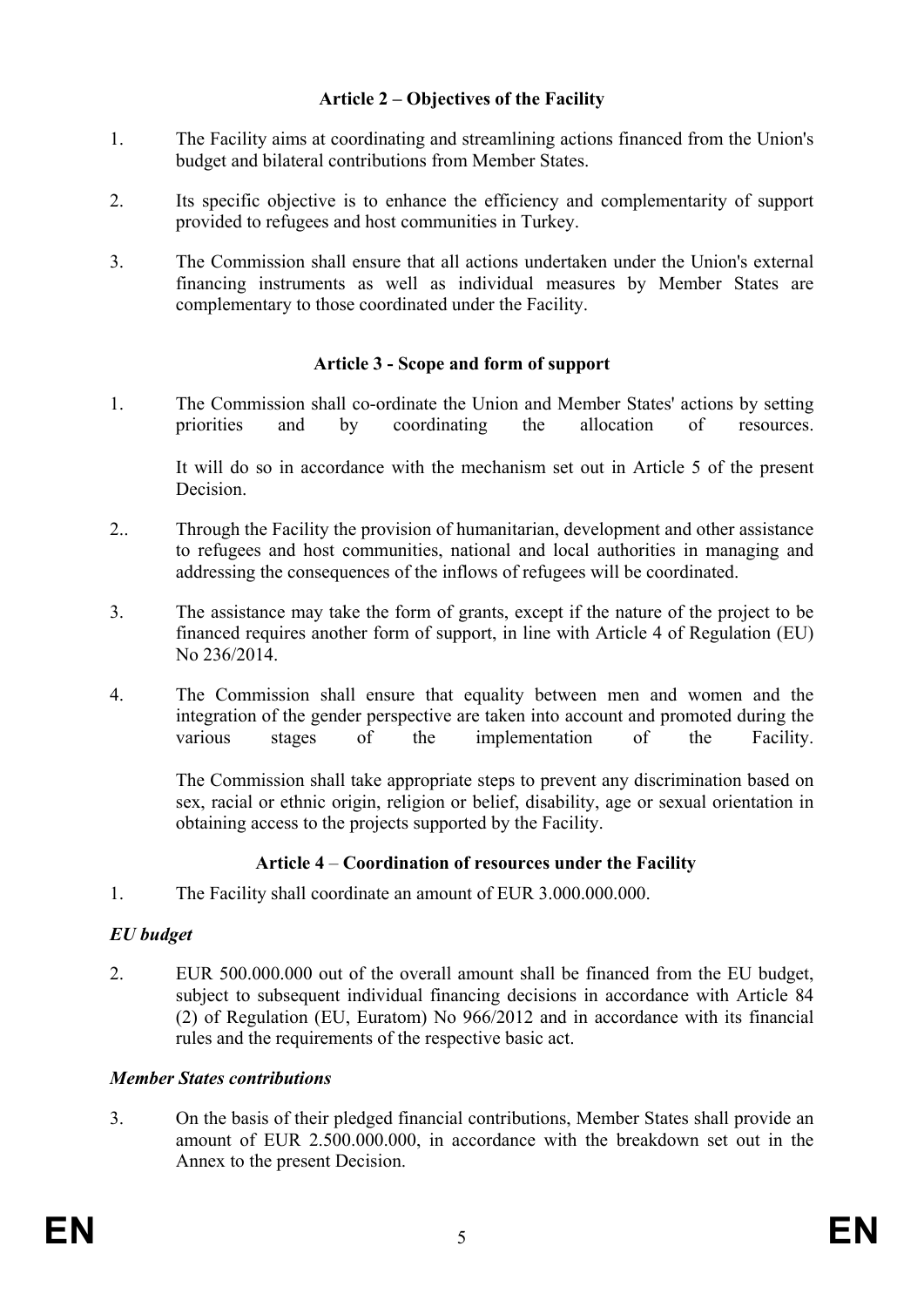### Article 2 – Objectives of the Facility

1. The Facility aims at coordinating and streamlining actions financed from the Union's budget and bilateral contributions from Member States.

2. Its specific objective is to enhance the efficiency and complementarity of support provided to refugees and host communities in Turkey.

3. The Commission shall ensure that all actions undertaken under the Union's external financing instruments as well as individual measures by Member States are complementary to those coordinated under the Facility.

### Article 3 - Scope and form of support

1. The Commission shall co-ordinate the Union and Member States' actions by setting priorities and by coordinating the allocation of resources.

   It will do so in accordance with the mechanism set out in Article 5 of the present Decision.

2.. Through the Facility the provision of humanitarian, development and other assistance to refugees and host communities, national and local authorities in managing and addressing the consequences of the inflows of refugees will be coordinated.

3. The assistance may take the form of grants, except if the nature of the project to be financed requires another form of support, in line with Article 4 of Regulation (EU) No 236/2014.

4. The Commission shall ensure that equality between men and women and the integration of the gender perspective are taken into account and promoted during the various stages of the implementation of the Facility.

   The Commission shall take appropriate steps to prevent any discrimination based on sex, racial or ethnic origin, religion or belief, disability, age or sexual orientation in obtaining access to the projects supported by the Facility.

### Article 4 – Coordination of resources under the Facility

1. The Facility shall coordinate an amount of EUR 3.000.000.000.

***EU budget***

2. EUR 500.000.000 out of the overall amount shall be financed from the EU budget, subject to subsequent individual financing decisions in accordance with Article 84 (2) of Regulation (EU, Euratom) No 966/2012 and in accordance with its financial rules and the requirements of the respective basic act.

***Member States contributions***

3. On the basis of their pledged financial contributions, Member States shall provide an amount of EUR 2.500.000.000, in accordance with the breakdown set out in the Annex to the present Decision.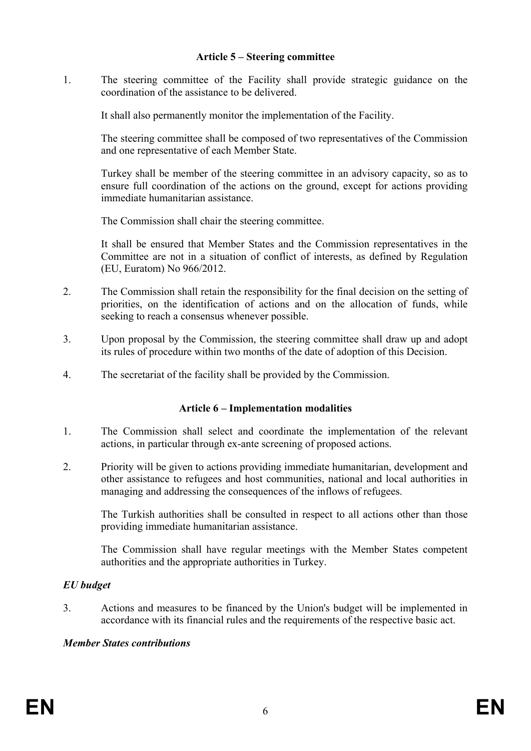### Article 5 – Steering committee

1. The steering committee of the Facility shall provide strategic guidance on the coordination of the assistance to be delivered.

   It shall also permanently monitor the implementation of the Facility.

   The steering committee shall be composed of two representatives of the Commission and one representative of each Member State.

   Turkey shall be member of the steering committee in an advisory capacity, so as to ensure full coordination of the actions on the ground, except for actions providing immediate humanitarian assistance.

   The Commission shall chair the steering committee.

   It shall be ensured that Member States and the Commission representatives in the Committee are not in a situation of conflict of interests, as defined by Regulation (EU, Euratom) No 966/2012.

2. The Commission shall retain the responsibility for the final decision on the setting of priorities, on the identification of actions and on the allocation of funds, while seeking to reach a consensus whenever possible.

3. Upon proposal by the Commission, the steering committee shall draw up and adopt its rules of procedure within two months of the date of adoption of this Decision.

4. The secretariat of the facility shall be provided by the Commission.

### Article 6 – Implementation modalities

1. The Commission shall select and coordinate the implementation of the relevant actions, in particular through ex-ante screening of proposed actions.

2. Priority will be given to actions providing immediate humanitarian, development and other assistance to refugees and host communities, national and local authorities in managing and addressing the consequences of the inflows of refugees.

   The Turkish authorities shall be consulted in respect to all actions other than those providing immediate humanitarian assistance.

   The Commission shall have regular meetings with the Member States competent authorities and the appropriate authorities in Turkey.

***EU budget***

3. Actions and measures to be financed by the Union's budget will be implemented in accordance with its financial rules and the requirements of the respective basic act.

***Member States contributions***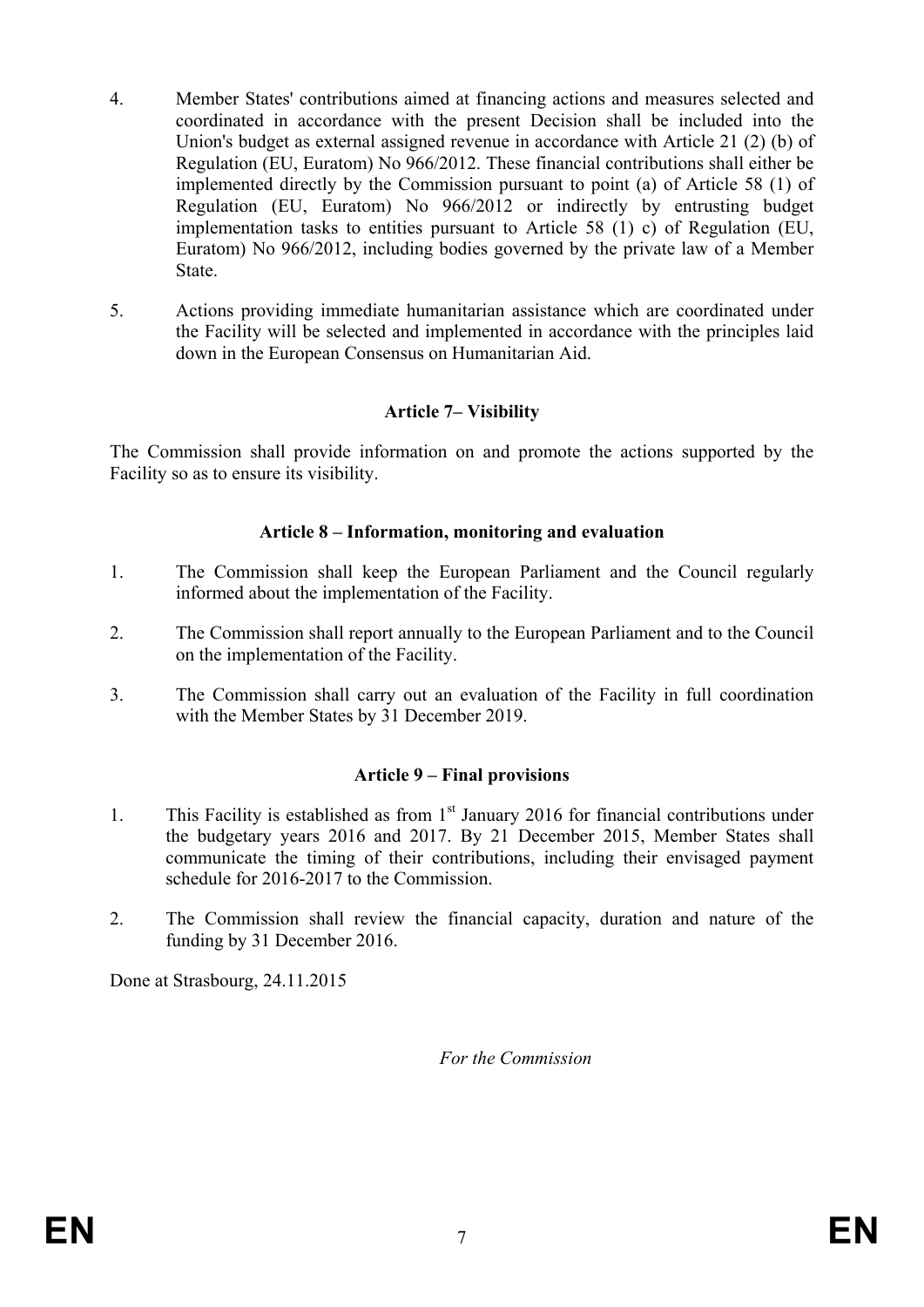4. Member States' contributions aimed at financing actions and measures selected and coordinated in accordance with the present Decision shall be included into the Union's budget as external assigned revenue in accordance with Article 21 (2) (b) of Regulation (EU, Euratom) No 966/2012. These financial contributions shall either be implemented directly by the Commission pursuant to point (a) of Article 58 (1) of Regulation (EU, Euratom) No 966/2012 or indirectly by entrusting budget implementation tasks to entities pursuant to Article 58 (1) c) of Regulation (EU, Euratom) No 966/2012, including bodies governed by the private law of a Member State.

5. Actions providing immediate humanitarian assistance which are coordinated under the Facility will be selected and implemented in accordance with the principles laid down in the European Consensus on Humanitarian Aid.

**Article 7– Visibility**

The Commission shall provide information on and promote the actions supported by the Facility so as to ensure its visibility.

**Article 8 – Information, monitoring and evaluation**

1. The Commission shall keep the European Parliament and the Council regularly informed about the implementation of the Facility.

2. The Commission shall report annually to the European Parliament and to the Council on the implementation of the Facility.

3. The Commission shall carry out an evaluation of the Facility in full coordination with the Member States by 31 December 2019.

**Article 9 – Final provisions**

1. This Facility is established as from 1st January 2016 for financial contributions under the budgetary years 2016 and 2017. By 21 December 2015, Member States shall communicate the timing of their contributions, including their envisaged payment schedule for 2016-2017 to the Commission.

2. The Commission shall review the financial capacity, duration and nature of the funding by 31 December 2016.

Done at Strasbourg, 24.11.2015

*For the Commission*